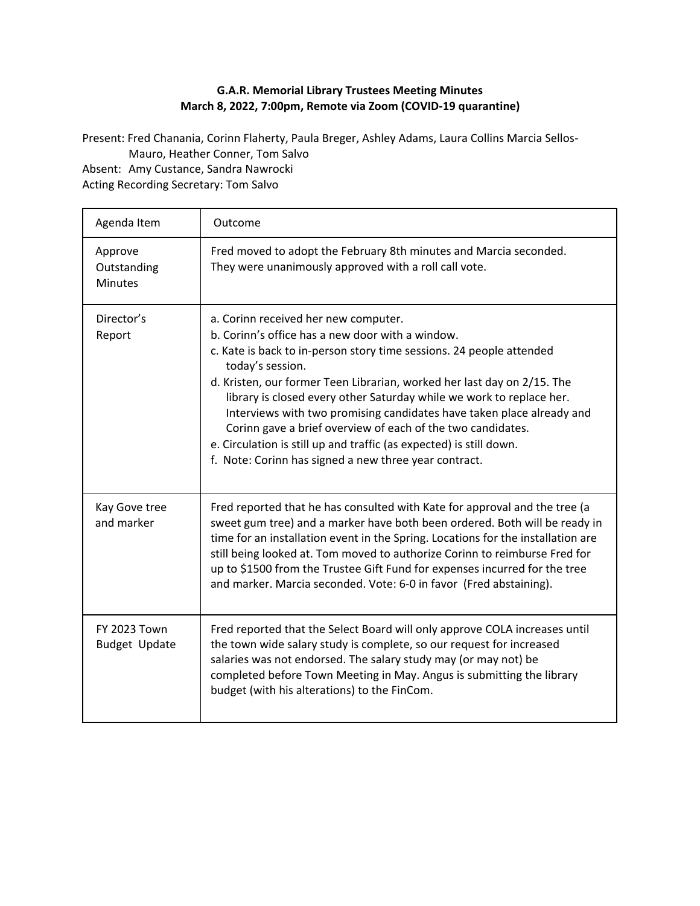**G.A.R. Memorial Library Trustees Meeting Minutes**
**March 8, 2022, 7:00pm, Remote via Zoom (COVID-19 quarantine)**

Present: Fred Chanania, Corinn Flaherty, Paula Breger, Ashley Adams, Laura Collins Marcia Sellos-Mauro, Heather Conner, Tom Salvo
Absent: Amy Custance, Sandra Nawrocki
Acting Recording Secretary: Tom Salvo

| Agenda Item | Outcome |
|---|---|
| Approve Outstanding Minutes | Fred moved to adopt the February 8th minutes and Marcia seconded. They were unanimously approved with a roll call vote. |
| Director's Report | a. Corinn received her new computer.<br>b. Corinn's office has a new door with a window.<br>c. Kate is back to in-person story time sessions. 24 people attended today's session.<br>d. Kristen, our former Teen Librarian, worked her last day on 2/15. The library is closed every other Saturday while we work to replace her. Interviews with two promising candidates have taken place already and Corinn gave a brief overview of each of the two candidates.<br>e. Circulation is still up and traffic (as expected) is still down.<br>f. Note: Corinn has signed a new three year contract. |
| Kay Gove tree and marker | Fred reported that he has consulted with Kate for approval and the tree (a sweet gum tree) and a marker have both been ordered. Both will be ready in time for an installation event in the Spring. Locations for the installation are still being looked at. Tom moved to authorize Corinn to reimburse Fred for up to $1500 from the Trustee Gift Fund for expenses incurred for the tree and marker. Marcia seconded. Vote: 6-0 in favor (Fred abstaining). |
| FY 2023 Town Budget Update | Fred reported that the Select Board will only approve COLA increases until the town wide salary study is complete, so our request for increased salaries was not endorsed. The salary study may (or may not) be completed before Town Meeting in May. Angus is submitting the library budget (with his alterations) to the FinCom. |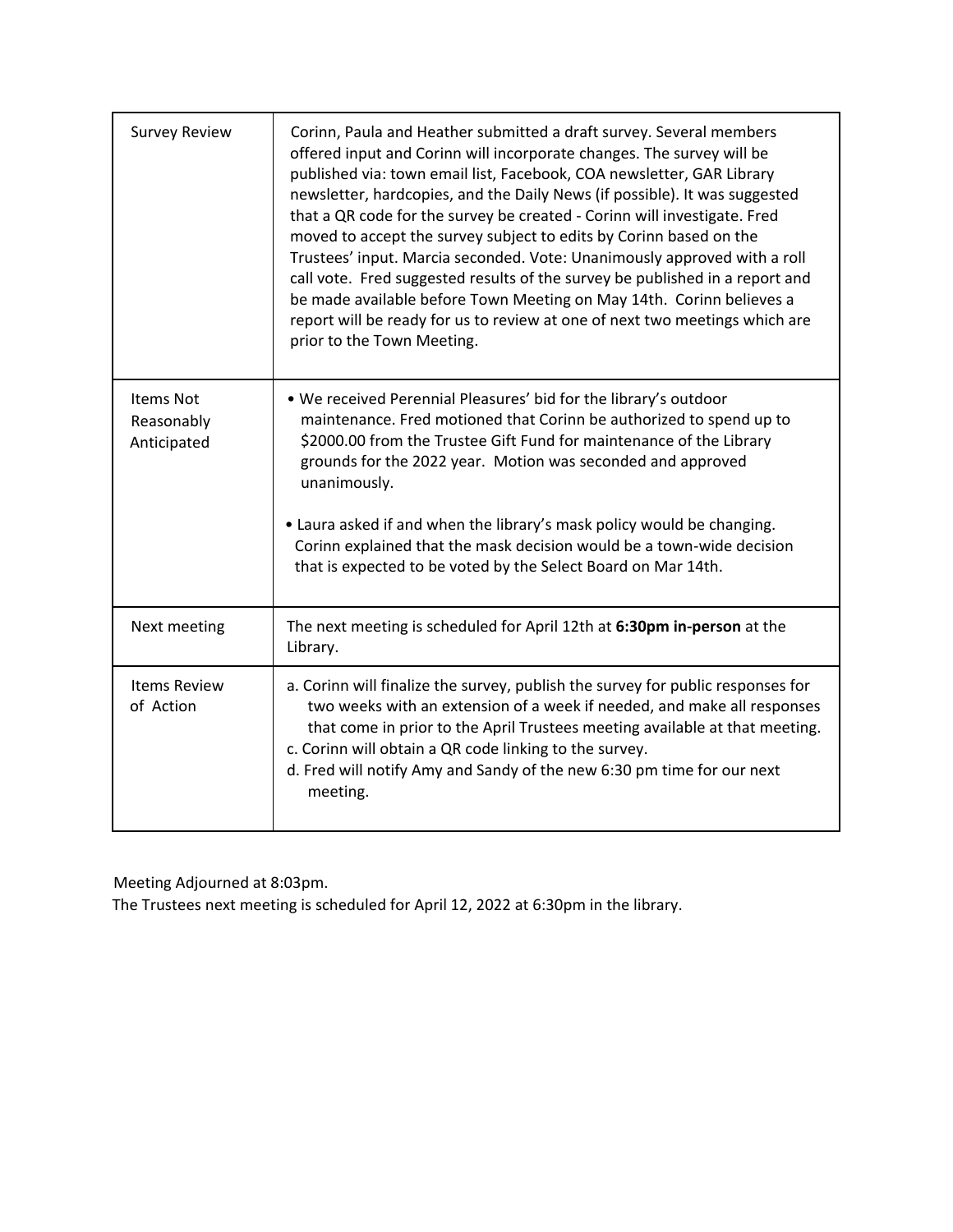| | |
|---|---|
| Survey Review | Corinn, Paula and Heather submitted a draft survey. Several members offered input and Corinn will incorporate changes. The survey will be published via: town email list, Facebook, COA newsletter, GAR Library newsletter, hardcopies, and the Daily News (if possible). It was suggested that a QR code for the survey be created - Corinn will investigate. Fred moved to accept the survey subject to edits by Corinn based on the Trustees' input. Marcia seconded. Vote: Unanimously approved with a roll call vote. Fred suggested results of the survey be published in a report and be made available before Town Meeting on May 14th. Corinn believes a report will be ready for us to review at one of next two meetings which are prior to the Town Meeting. |
| Items Not Reasonably Anticipated | • We received Perennial Pleasures' bid for the library's outdoor maintenance. Fred motioned that Corinn be authorized to spend up to \$2000.00 from the Trustee Gift Fund for maintenance of the Library grounds for the 2022 year. Motion was seconded and approved unanimously.<br><br>• Laura asked if and when the library's mask policy would be changing. Corinn explained that the mask decision would be a town-wide decision that is expected to be voted by the Select Board on Mar 14th. |
| Next meeting | The next meeting is scheduled for April 12th at **6:30pm in-person** at the Library. |
| Items Review of Action | a. Corinn will finalize the survey, publish the survey for public responses for two weeks with an extension of a week if needed, and make all responses that come in prior to the April Trustees meeting available at that meeting.<br>c. Corinn will obtain a QR code linking to the survey.<br>d. Fred will notify Amy and Sandy of the new 6:30 pm time for our next meeting. |

Meeting Adjourned at 8:03pm.

The Trustees next meeting is scheduled for April 12, 2022 at 6:30pm in the library.